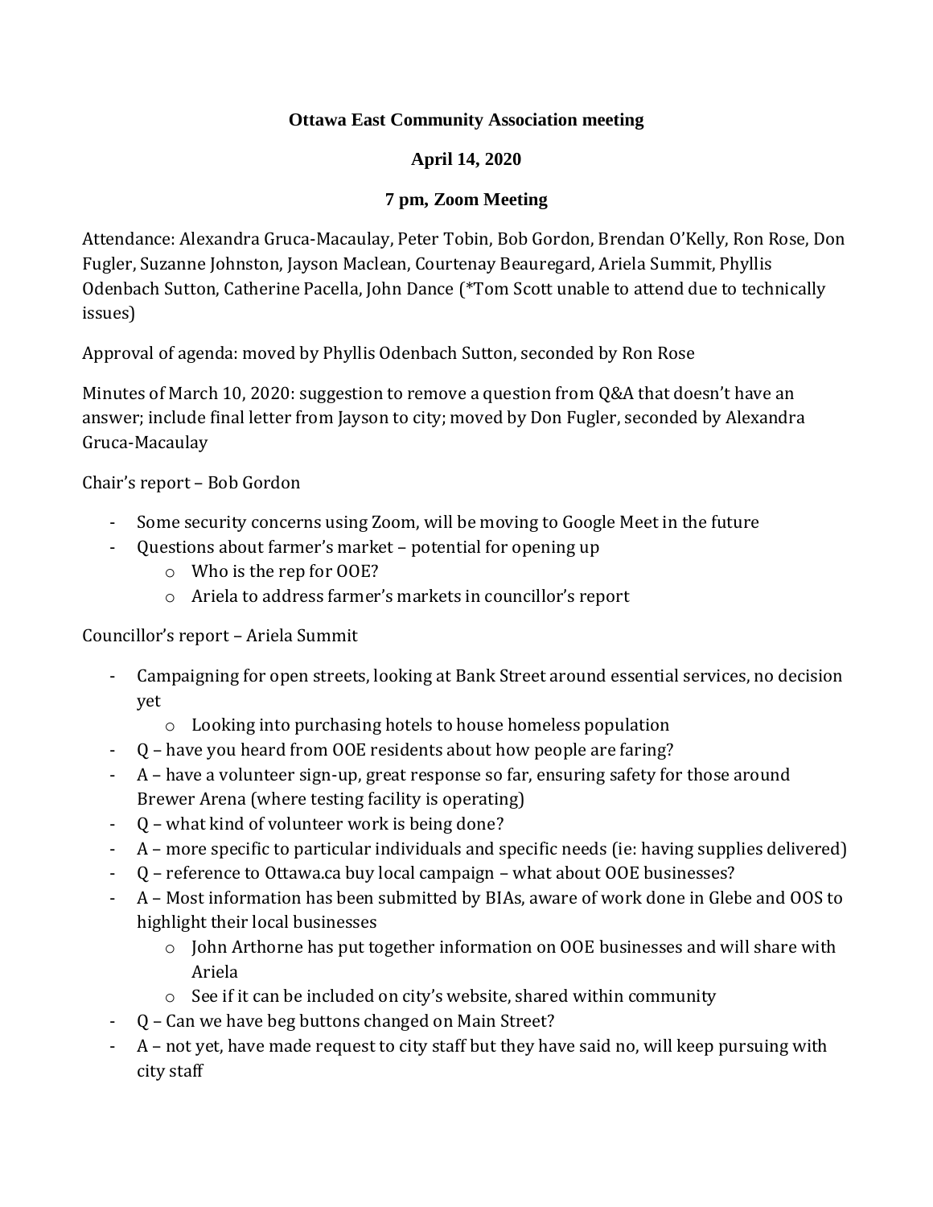**Ottawa East Community Association meeting**

**April 14, 2020**

**7 pm, Zoom Meeting**

Attendance: Alexandra Gruca-Macaulay, Peter Tobin, Bob Gordon, Brendan O'Kelly, Ron Rose, Don Fugler, Suzanne Johnston, Jayson Maclean, Courtenay Beauregard, Ariela Summit, Phyllis Odenbach Sutton, Catherine Pacella, John Dance (*Tom Scott unable to attend due to technically issues)

Approval of agenda: moved by Phyllis Odenbach Sutton, seconded by Ron Rose

Minutes of March 10, 2020: suggestion to remove a question from Q&A that doesn't have an answer; include final letter from Jayson to city; moved by Don Fugler, seconded by Alexandra Gruca-Macaulay

Chair's report – Bob Gordon

- Some security concerns using Zoom, will be moving to Google Meet in the future
- Questions about farmer's market – potential for opening up
    - Who is the rep for OOE?
    - Ariela to address farmer's markets in councillor's report

Councillor's report – Ariela Summit

- Campaigning for open streets, looking at Bank Street around essential services, no decision yet
    - Looking into purchasing hotels to house homeless population
- Q – have you heard from OOE residents about how people are faring?
- A – have a volunteer sign-up, great response so far, ensuring safety for those around Brewer Arena (where testing facility is operating)
- Q – what kind of volunteer work is being done?
- A – more specific to particular individuals and specific needs (ie: having supplies delivered)
- Q – reference to Ottawa.ca buy local campaign – what about OOE businesses?
- A – Most information has been submitted by BIAs, aware of work done in Glebe and OOS to highlight their local businesses
    - John Arthorne has put together information on OOE businesses and will share with Ariela
    - See if it can be included on city's website, shared within community
- Q – Can we have beg buttons changed on Main Street?
- A – not yet, have made request to city staff but they have said no, will keep pursuing with city staff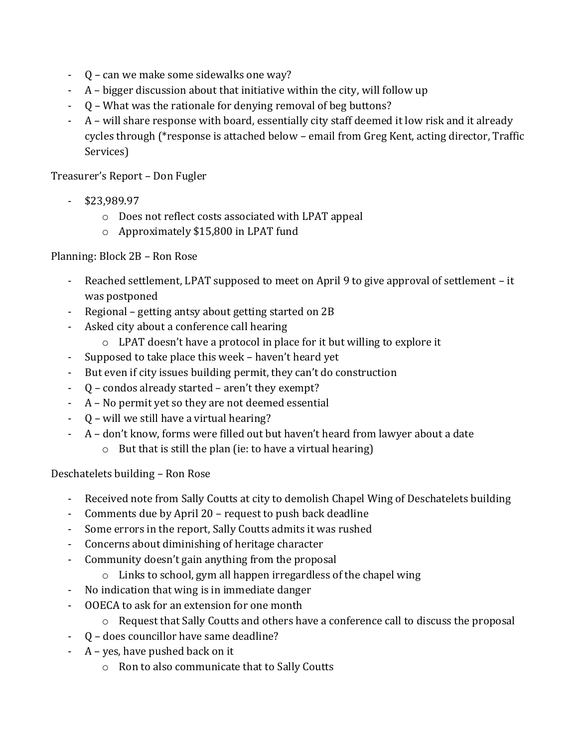- Q – can we make some sidewalks one way?
- A – bigger discussion about that initiative within the city, will follow up
- Q – What was the rationale for denying removal of beg buttons?
- A – will share response with board, essentially city staff deemed it low risk and it already cycles through (*response is attached below – email from Greg Kent, acting director, Traffic Services)

Treasurer's Report – Don Fugler

- $23,989.97
  - Does not reflect costs associated with LPAT appeal
  - Approximately $15,800 in LPAT fund

Planning: Block 2B – Ron Rose

- Reached settlement, LPAT supposed to meet on April 9 to give approval of settlement – it was postponed
- Regional – getting antsy about getting started on 2B
- Asked city about a conference call hearing
  - LPAT doesn't have a protocol in place for it but willing to explore it
- Supposed to take place this week – haven't heard yet
- But even if city issues building permit, they can't do construction
- Q – condos already started – aren't they exempt?
- A – No permit yet so they are not deemed essential
- Q – will we still have a virtual hearing?
- A – don't know, forms were filled out but haven't heard from lawyer about a date
  - But that is still the plan (ie: to have a virtual hearing)

Deschatelets building – Ron Rose

- Received note from Sally Coutts at city to demolish Chapel Wing of Deschatelets building
- Comments due by April 20 – request to push back deadline
- Some errors in the report, Sally Coutts admits it was rushed
- Concerns about diminishing of heritage character
- Community doesn't gain anything from the proposal
  - Links to school, gym all happen irregardless of the chapel wing
- No indication that wing is in immediate danger
- OOECA to ask for an extension for one month
  - Request that Sally Coutts and others have a conference call to discuss the proposal
- Q – does councillor have same deadline?
- A – yes, have pushed back on it
  - Ron to also communicate that to Sally Coutts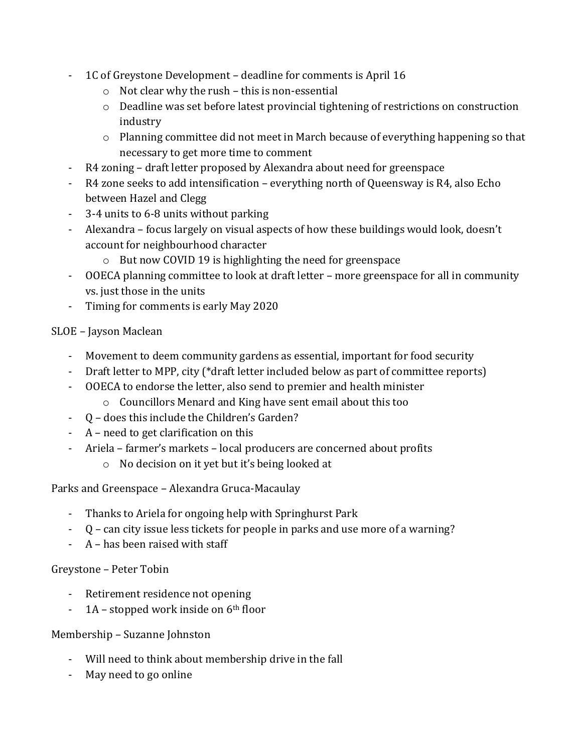- 1C of Greystone Development – deadline for comments is April 16
  - Not clear why the rush – this is non-essential
  - Deadline was set before latest provincial tightening of restrictions on construction industry
  - Planning committee did not meet in March because of everything happening so that necessary to get more time to comment
- R4 zoning – draft letter proposed by Alexandra about need for greenspace
- R4 zone seeks to add intensification – everything north of Queensway is R4, also Echo between Hazel and Clegg
- 3-4 units to 6-8 units without parking
- Alexandra – focus largely on visual aspects of how these buildings would look, doesn't account for neighbourhood character
  - But now COVID 19 is highlighting the need for greenspace
- OOECA planning committee to look at draft letter – more greenspace for all in community vs. just those in the units
- Timing for comments is early May 2020

SLOE – Jayson Maclean

- Movement to deem community gardens as essential, important for food security
- Draft letter to MPP, city (*draft letter included below as part of committee reports)
- OOECA to endorse the letter, also send to premier and health minister
  - Councillors Menard and King have sent email about this too
- Q – does this include the Children's Garden?
- A – need to get clarification on this
- Ariela – farmer's markets – local producers are concerned about profits
  - No decision on it yet but it's being looked at

Parks and Greenspace – Alexandra Gruca-Macaulay

- Thanks to Ariela for ongoing help with Springhurst Park
- Q – can city issue less tickets for people in parks and use more of a warning?
- A – has been raised with staff

Greystone – Peter Tobin

- Retirement residence not opening
- 1A – stopped work inside on 6th floor

Membership – Suzanne Johnston

- Will need to think about membership drive in the fall
- May need to go online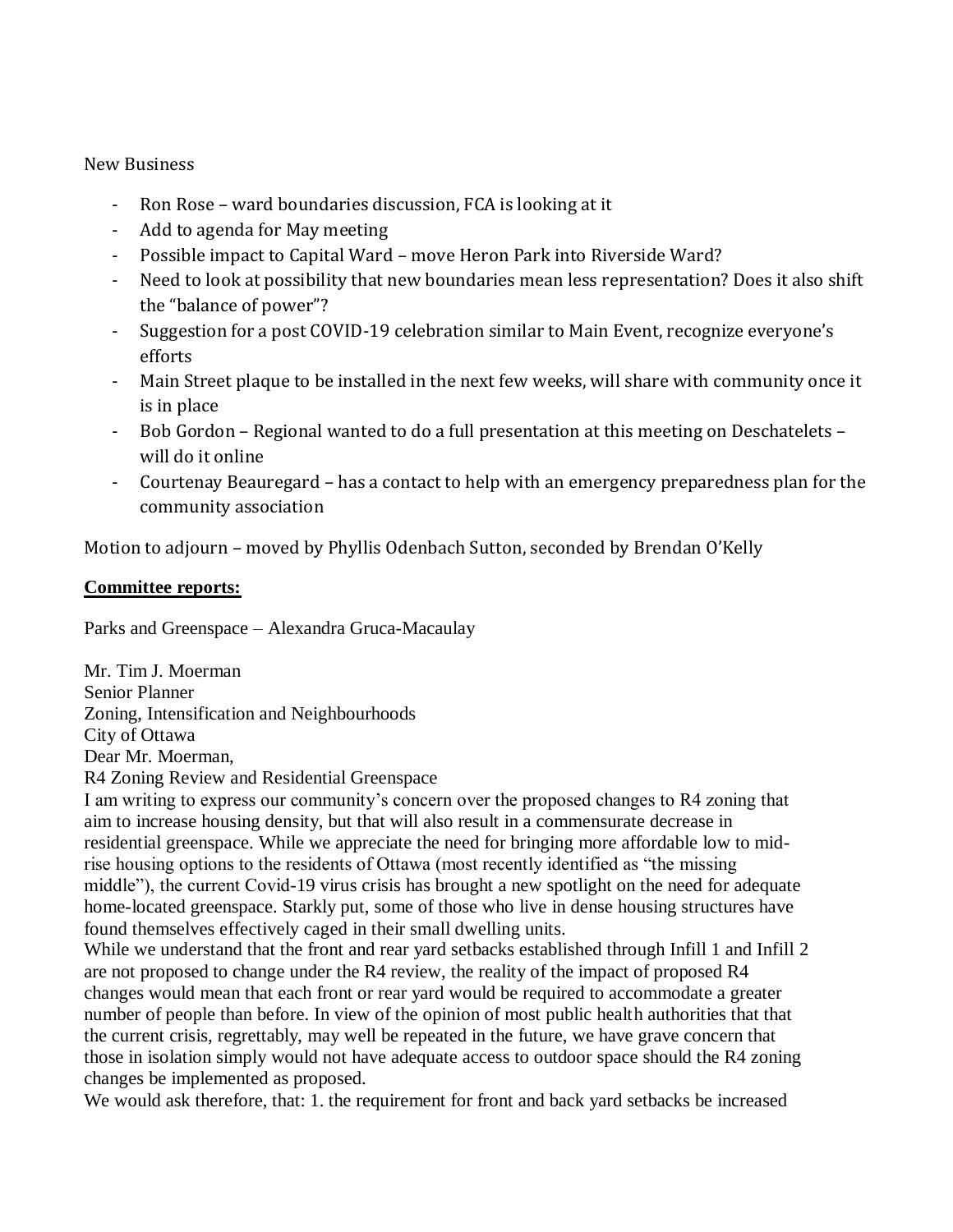New Business

- Ron Rose – ward boundaries discussion, FCA is looking at it
- Add to agenda for May meeting
- Possible impact to Capital Ward – move Heron Park into Riverside Ward?
- Need to look at possibility that new boundaries mean less representation? Does it also shift the "balance of power"?
- Suggestion for a post COVID-19 celebration similar to Main Event, recognize everyone's efforts
- Main Street plaque to be installed in the next few weeks, will share with community once it is in place
- Bob Gordon – Regional wanted to do a full presentation at this meeting on Deschatelets – will do it online
- Courtenay Beauregard – has a contact to help with an emergency preparedness plan for the community association

Motion to adjourn – moved by Phyllis Odenbach Sutton, seconded by Brendan O'Kelly

**Committee reports:**

Parks and Greenspace – Alexandra Gruca-Macaulay

Mr. Tim J. Moerman
Senior Planner
Zoning, Intensification and Neighbourhoods
City of Ottawa
Dear Mr. Moerman,
R4 Zoning Review and Residential Greenspace
I am writing to express our community's concern over the proposed changes to R4 zoning that aim to increase housing density, but that will also result in a commensurate decrease in residential greenspace. While we appreciate the need for bringing more affordable low to mid-rise housing options to the residents of Ottawa (most recently identified as "the missing middle"), the current Covid-19 virus crisis has brought a new spotlight on the need for adequate home-located greenspace. Starkly put, some of those who live in dense housing structures have found themselves effectively caged in their small dwelling units.
While we understand that the front and rear yard setbacks established through Infill 1 and Infill 2 are not proposed to change under the R4 review, the reality of the impact of proposed R4 changes would mean that each front or rear yard would be required to accommodate a greater number of people than before. In view of the opinion of most public health authorities that that the current crisis, regrettably, may well be repeated in the future, we have grave concern that those in isolation simply would not have adequate access to outdoor space should the R4 zoning changes be implemented as proposed.
We would ask therefore, that: 1. the requirement for front and back yard setbacks be increased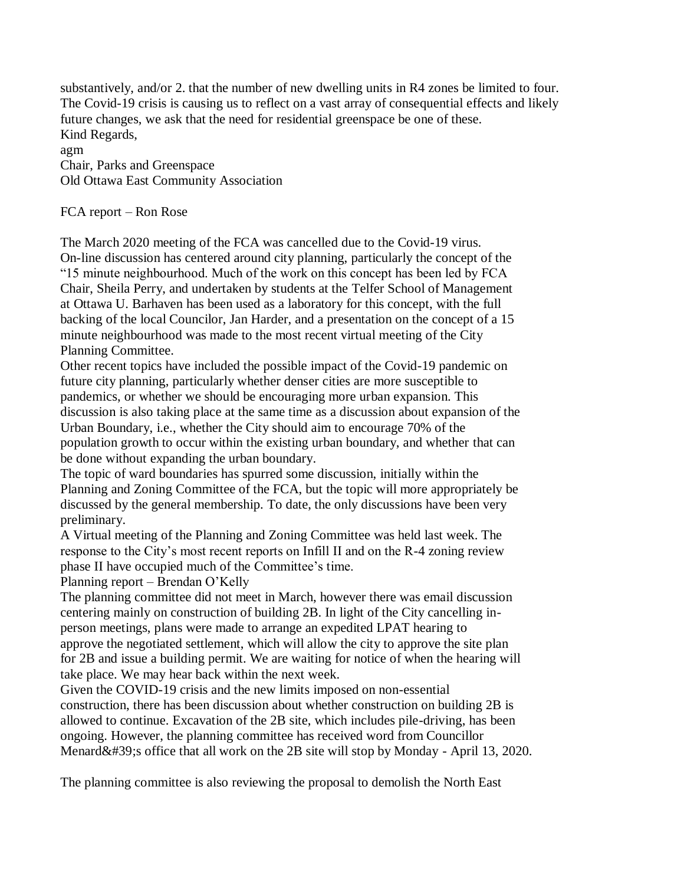substantively, and/or 2. that the number of new dwelling units in R4 zones be limited to four. The Covid-19 crisis is causing us to reflect on a vast array of consequential effects and likely future changes, we ask that the need for residential greenspace be one of these.

Kind Regards,

agm

Chair, Parks and Greenspace

Old Ottawa East Community Association

FCA report – Ron Rose

The March 2020 meeting of the FCA was cancelled due to the Covid-19 virus.

On-line discussion has centered around city planning, particularly the concept of the "15 minute neighbourhood. Much of the work on this concept has been led by FCA Chair, Sheila Perry, and undertaken by students at the Telfer School of Management at Ottawa U. Barhaven has been used as a laboratory for this concept, with the full backing of the local Councilor, Jan Harder, and a presentation on the concept of a 15 minute neighbourhood was made to the most recent virtual meeting of the City Planning Committee.

Other recent topics have included the possible impact of the Covid-19 pandemic on future city planning, particularly whether denser cities are more susceptible to pandemics, or whether we should be encouraging more urban expansion. This discussion is also taking place at the same time as a discussion about expansion of the Urban Boundary, i.e., whether the City should aim to encourage 70% of the population growth to occur within the existing urban boundary, and whether that can be done without expanding the urban boundary.

The topic of ward boundaries has spurred some discussion, initially within the Planning and Zoning Committee of the FCA, but the topic will more appropriately be discussed by the general membership. To date, the only discussions have been very preliminary.

A Virtual meeting of the Planning and Zoning Committee was held last week. The response to the City's most recent reports on Infill II and on the R-4 zoning review phase II have occupied much of the Committee's time.

Planning report – Brendan O'Kelly

The planning committee did not meet in March, however there was email discussion centering mainly on construction of building 2B. In light of the City cancelling in-person meetings, plans were made to arrange an expedited LPAT hearing to approve the negotiated settlement, which will allow the city to approve the site plan for 2B and issue a building permit. We are waiting for notice of when the hearing will take place. We may hear back within the next week.

Given the COVID-19 crisis and the new limits imposed on non-essential construction, there has been discussion about whether construction on building 2B is allowed to continue. Excavation of the 2B site, which includes pile-driving, has been ongoing. However, the planning committee has received word from Councillor Menard&#39;s office that all work on the 2B site will stop by Monday - April 13, 2020.

The planning committee is also reviewing the proposal to demolish the North East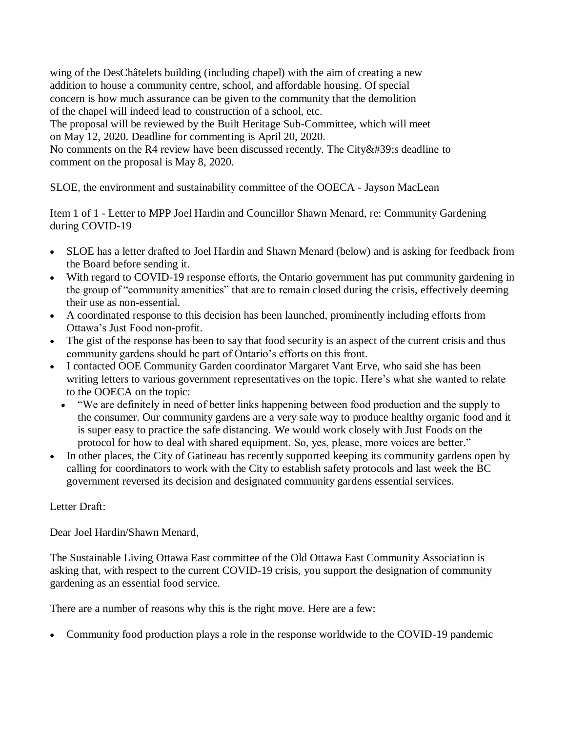wing of the DesChâtelets building (including chapel) with the aim of creating a new addition to house a community centre, school, and affordable housing. Of special concern is how much assurance can be given to the community that the demolition of the chapel will indeed lead to construction of a school, etc.
The proposal will be reviewed by the Built Heritage Sub-Committee, which will meet on May 12, 2020. Deadline for commenting is April 20, 2020.
No comments on the R4 review have been discussed recently. The City&#39;s deadline to comment on the proposal is May 8, 2020.

SLOE, the environment and sustainability committee of the OOECA - Jayson MacLean

Item 1 of 1 - Letter to MPP Joel Hardin and Councillor Shawn Menard, re: Community Gardening during COVID-19

- SLOE has a letter drafted to Joel Hardin and Shawn Menard (below) and is asking for feedback from the Board before sending it.
- With regard to COVID-19 response efforts, the Ontario government has put community gardening in the group of "community amenities" that are to remain closed during the crisis, effectively deeming their use as non-essential.
- A coordinated response to this decision has been launched, prominently including efforts from Ottawa's Just Food non-profit.
- The gist of the response has been to say that food security is an aspect of the current crisis and thus community gardens should be part of Ontario's efforts on this front.
- I contacted OOE Community Garden coordinator Margaret Vant Erve, who said she has been writing letters to various government representatives on the topic. Here's what she wanted to relate to the OOECA on the topic:
  - "We are definitely in need of better links happening between food production and the supply to the consumer. Our community gardens are a very safe way to produce healthy organic food and it is super easy to practice the safe distancing. We would work closely with Just Foods on the protocol for how to deal with shared equipment. So, yes, please, more voices are better."
- In other places, the City of Gatineau has recently supported keeping its community gardens open by calling for coordinators to work with the City to establish safety protocols and last week the BC government reversed its decision and designated community gardens essential services.

Letter Draft:

Dear Joel Hardin/Shawn Menard,

The Sustainable Living Ottawa East committee of the Old Ottawa East Community Association is asking that, with respect to the current COVID-19 crisis, you support the designation of community gardening as an essential food service.

There are a number of reasons why this is the right move. Here are a few:

- Community food production plays a role in the response worldwide to the COVID-19 pandemic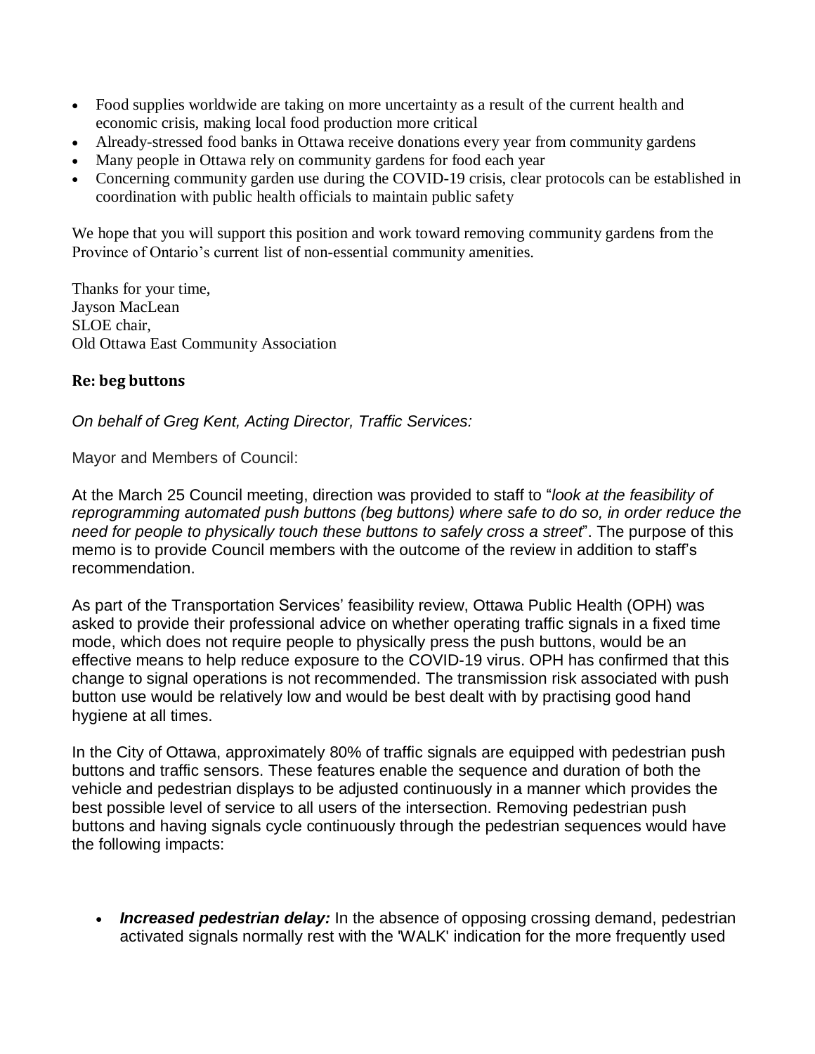- Food supplies worldwide are taking on more uncertainty as a result of the current health and economic crisis, making local food production more critical
- Already-stressed food banks in Ottawa receive donations every year from community gardens
- Many people in Ottawa rely on community gardens for food each year
- Concerning community garden use during the COVID-19 crisis, clear protocols can be established in coordination with public health officials to maintain public safety

We hope that you will support this position and work toward removing community gardens from the Province of Ontario's current list of non-essential community amenities.

Thanks for your time,
Jayson MacLean
SLOE chair,
Old Ottawa East Community Association

**Re: beg buttons**

*On behalf of Greg Kent, Acting Director, Traffic Services:*

Mayor and Members of Council:

At the March 25 Council meeting, direction was provided to staff to "*look at the feasibility of reprogramming automated push buttons (beg buttons) where safe to do so, in order reduce the need for people to physically touch these buttons to safely cross a street*". The purpose of this memo is to provide Council members with the outcome of the review in addition to staff's recommendation.

As part of the Transportation Services' feasibility review, Ottawa Public Health (OPH) was asked to provide their professional advice on whether operating traffic signals in a fixed time mode, which does not require people to physically press the push buttons, would be an effective means to help reduce exposure to the COVID-19 virus. OPH has confirmed that this change to signal operations is not recommended. The transmission risk associated with push button use would be relatively low and would be best dealt with by practising good hand hygiene at all times.

In the City of Ottawa, approximately 80% of traffic signals are equipped with pedestrian push buttons and traffic sensors. These features enable the sequence and duration of both the vehicle and pedestrian displays to be adjusted continuously in a manner which provides the best possible level of service to all users of the intersection. Removing pedestrian push buttons and having signals cycle continuously through the pedestrian sequences would have the following impacts:

- ***Increased pedestrian delay:*** In the absence of opposing crossing demand, pedestrian activated signals normally rest with the 'WALK' indication for the more frequently used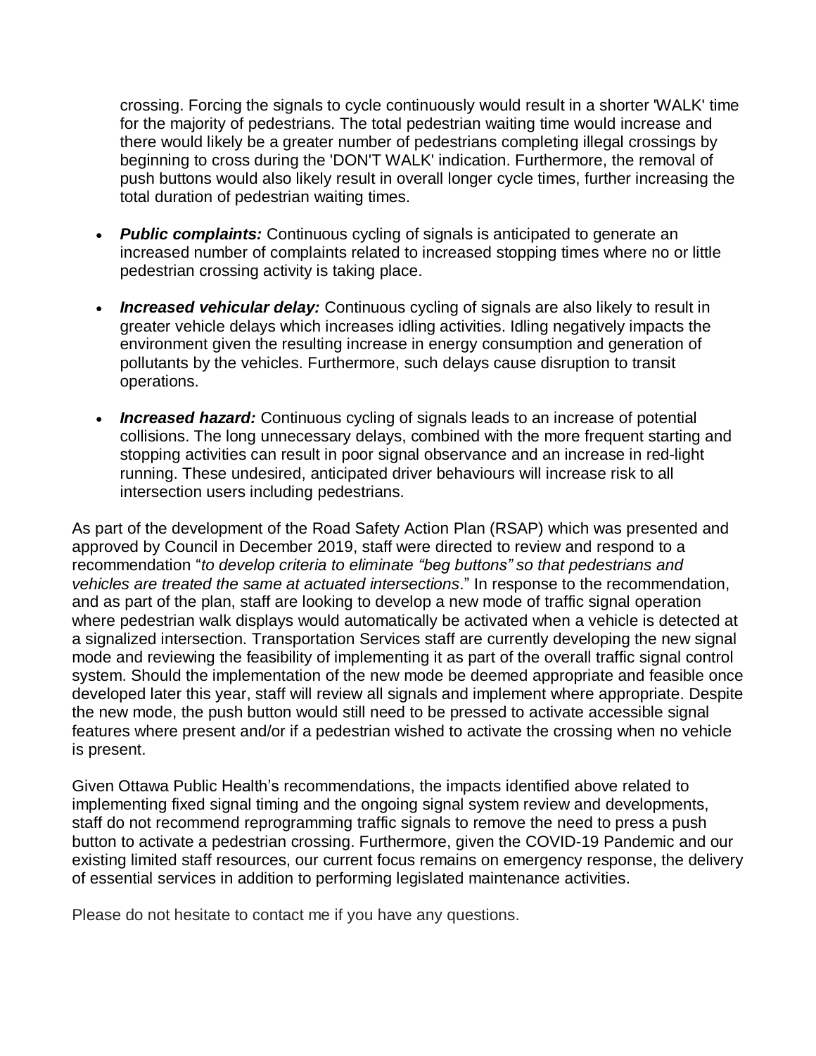crossing. Forcing the signals to cycle continuously would result in a shorter 'WALK' time for the majority of pedestrians. The total pedestrian waiting time would increase and there would likely be a greater number of pedestrians completing illegal crossings by beginning to cross during the 'DON'T WALK' indication. Furthermore, the removal of push buttons would also likely result in overall longer cycle times, further increasing the total duration of pedestrian waiting times.

- ***Public complaints:*** Continuous cycling of signals is anticipated to generate an increased number of complaints related to increased stopping times where no or little pedestrian crossing activity is taking place.
- ***Increased vehicular delay:*** Continuous cycling of signals are also likely to result in greater vehicle delays which increases idling activities. Idling negatively impacts the environment given the resulting increase in energy consumption and generation of pollutants by the vehicles. Furthermore, such delays cause disruption to transit operations.
- ***Increased hazard:*** Continuous cycling of signals leads to an increase of potential collisions. The long unnecessary delays, combined with the more frequent starting and stopping activities can result in poor signal observance and an increase in red-light running. These undesired, anticipated driver behaviours will increase risk to all intersection users including pedestrians.

As part of the development of the Road Safety Action Plan (RSAP) which was presented and approved by Council in December 2019, staff were directed to review and respond to a recommendation "*to develop criteria to eliminate "beg buttons" so that pedestrians and vehicles are treated the same at actuated intersections*." In response to the recommendation, and as part of the plan, staff are looking to develop a new mode of traffic signal operation where pedestrian walk displays would automatically be activated when a vehicle is detected at a signalized intersection. Transportation Services staff are currently developing the new signal mode and reviewing the feasibility of implementing it as part of the overall traffic signal control system. Should the implementation of the new mode be deemed appropriate and feasible once developed later this year, staff will review all signals and implement where appropriate. Despite the new mode, the push button would still need to be pressed to activate accessible signal features where present and/or if a pedestrian wished to activate the crossing when no vehicle is present.

Given Ottawa Public Health's recommendations, the impacts identified above related to implementing fixed signal timing and the ongoing signal system review and developments, staff do not recommend reprogramming traffic signals to remove the need to press a push button to activate a pedestrian crossing. Furthermore, given the COVID-19 Pandemic and our existing limited staff resources, our current focus remains on emergency response, the delivery of essential services in addition to performing legislated maintenance activities.

Please do not hesitate to contact me if you have any questions.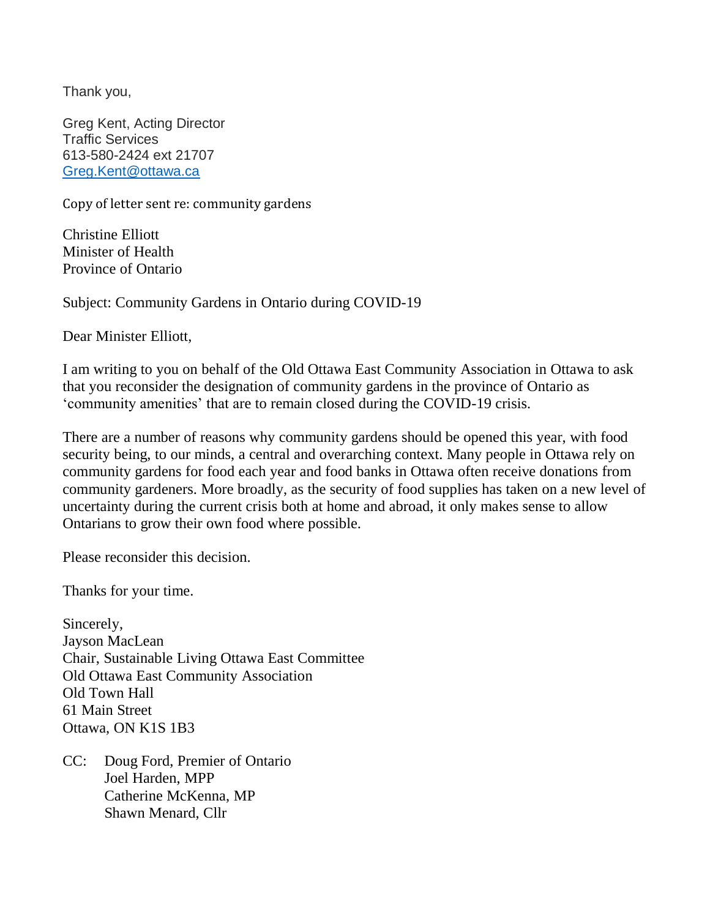Thank you,

Greg Kent, Acting Director
Traffic Services
613-580-2424 ext 21707
Greg.Kent@ottawa.ca

Copy of letter sent re: community gardens

Christine Elliott
Minister of Health
Province of Ontario

Subject: Community Gardens in Ontario during COVID-19

Dear Minister Elliott,

I am writing to you on behalf of the Old Ottawa East Community Association in Ottawa to ask that you reconsider the designation of community gardens in the province of Ontario as 'community amenities' that are to remain closed during the COVID-19 crisis.

There are a number of reasons why community gardens should be opened this year, with food security being, to our minds, a central and overarching context. Many people in Ottawa rely on community gardens for food each year and food banks in Ottawa often receive donations from community gardeners. More broadly, as the security of food supplies has taken on a new level of uncertainty during the current crisis both at home and abroad, it only makes sense to allow Ontarians to grow their own food where possible.

Please reconsider this decision.

Thanks for your time.

Sincerely,
Jayson MacLean
Chair, Sustainable Living Ottawa East Committee
Old Ottawa East Community Association
Old Town Hall
61 Main Street
Ottawa, ON K1S 1B3

CC: Doug Ford, Premier of Ontario
Joel Harden, MPP
Catherine McKenna, MP
Shawn Menard, Cllr